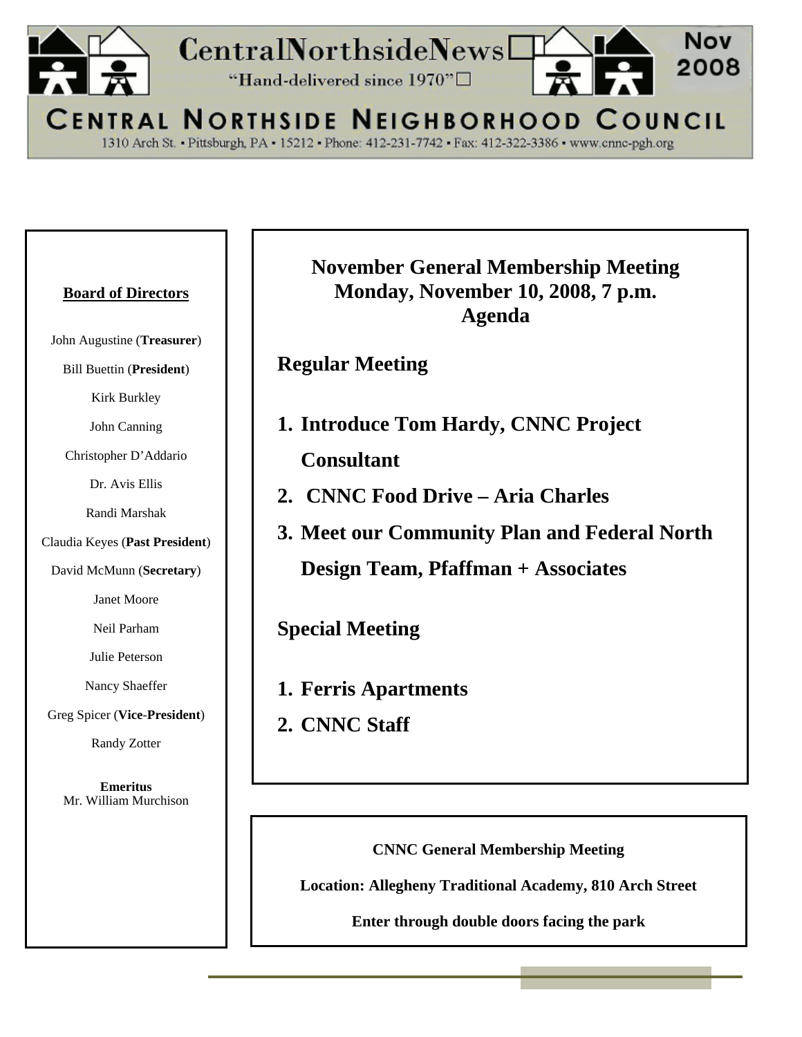# CentralNorthsideNews

"Hand-delivered since 1970"

Nov 2008

## CENTRAL NORTHSIDE NEIGHBORHOOD COUNCIL

1310 Arch St. • Pittsburgh, PA • 15212 • Phone: 412-231-7742 • Fax: 412-322-3386 • www.cnnc-pgh.org

**Board of Directors**

John Augustine (**Treasurer**)

Bill Buettin (**President**)

Kirk Burkley

John Canning

Christopher D'Addario

Dr. Avis Ellis

Randi Marshak

Claudia Keyes (**Past President**)

David McMunn (**Secretary**)

Janet Moore

Neil Parham

Julie Peterson

Nancy Shaeffer

Greg Spicer (**Vice-President**)

Randy Zotter

**Emeritus**
Mr. William Murchison

## November General Membership Meeting
## Monday, November 10, 2008, 7 p.m.
## Agenda

### Regular Meeting

1. **Introduce Tom Hardy, CNNC Project Consultant**
2. **CNNC Food Drive – Aria Charles**
3. **Meet our Community Plan and Federal North Design Team, Pfaffman + Associates**

### Special Meeting

1. **Ferris Apartments**
2. **CNNC Staff**

**CNNC General Membership Meeting**

**Location: Allegheny Traditional Academy, 810 Arch Street**

**Enter through double doors facing the park**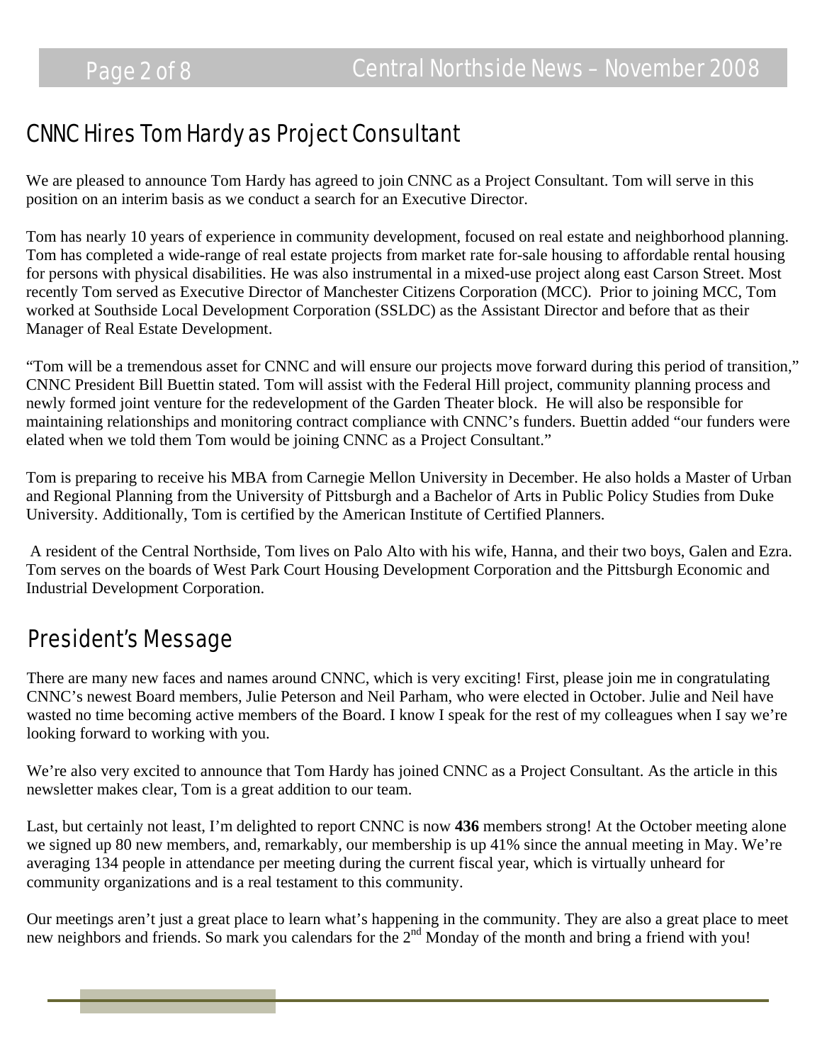## CNNC Hires Tom Hardy as Project Consultant

We are pleased to announce Tom Hardy has agreed to join CNNC as a Project Consultant. Tom will serve in this position on an interim basis as we conduct a search for an Executive Director.

Tom has nearly 10 years of experience in community development, focused on real estate and neighborhood planning. Tom has completed a wide-range of real estate projects from market rate for-sale housing to affordable rental housing for persons with physical disabilities. He was also instrumental in a mixed-use project along east Carson Street. Most recently Tom served as Executive Director of Manchester Citizens Corporation (MCC). Prior to joining MCC, Tom worked at Southside Local Development Corporation (SSLDC) as the Assistant Director and before that as their Manager of Real Estate Development.

"Tom will be a tremendous asset for CNNC and will ensure our projects move forward during this period of transition," CNNC President Bill Buettin stated. Tom will assist with the Federal Hill project, community planning process and newly formed joint venture for the redevelopment of the Garden Theater block. He will also be responsible for maintaining relationships and monitoring contract compliance with CNNC's funders. Buettin added "our funders were elated when we told them Tom would be joining CNNC as a Project Consultant."

Tom is preparing to receive his MBA from Carnegie Mellon University in December. He also holds a Master of Urban and Regional Planning from the University of Pittsburgh and a Bachelor of Arts in Public Policy Studies from Duke University. Additionally, Tom is certified by the American Institute of Certified Planners.

A resident of the Central Northside, Tom lives on Palo Alto with his wife, Hanna, and their two boys, Galen and Ezra. Tom serves on the boards of West Park Court Housing Development Corporation and the Pittsburgh Economic and Industrial Development Corporation.

## President's Message

There are many new faces and names around CNNC, which is very exciting! First, please join me in congratulating CNNC's newest Board members, Julie Peterson and Neil Parham, who were elected in October. Julie and Neil have wasted no time becoming active members of the Board. I know I speak for the rest of my colleagues when I say we're looking forward to working with you.

We're also very excited to announce that Tom Hardy has joined CNNC as a Project Consultant. As the article in this newsletter makes clear, Tom is a great addition to our team.

Last, but certainly not least, I'm delighted to report CNNC is now **436** members strong! At the October meeting alone we signed up 80 new members, and, remarkably, our membership is up 41% since the annual meeting in May. We're averaging 134 people in attendance per meeting during the current fiscal year, which is virtually unheard for community organizations and is a real testament to this community.

Our meetings aren't just a great place to learn what's happening in the community. They are also a great place to meet new neighbors and friends. So mark you calendars for the 2nd Monday of the month and bring a friend with you!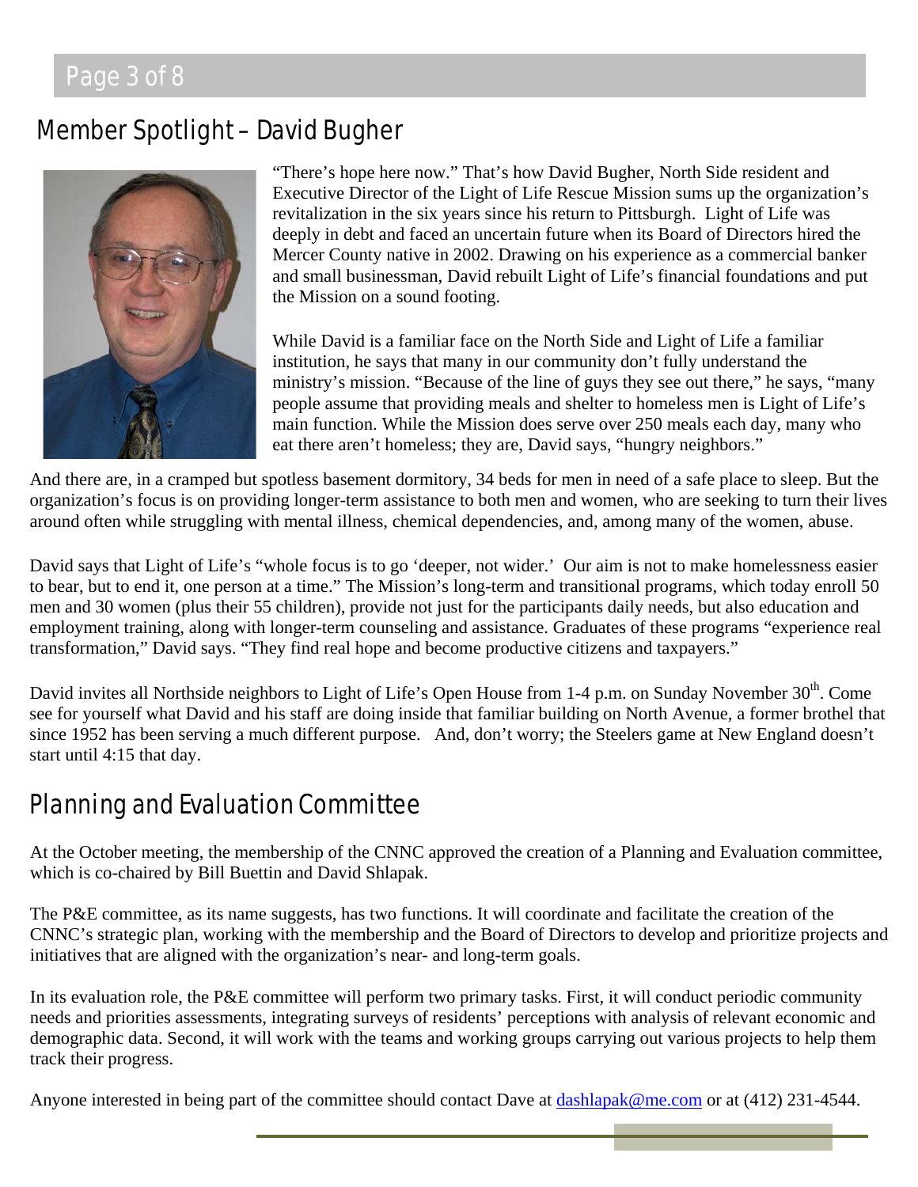## Member Spotlight – David Bugher

"There's hope here now." That's how David Bugher, North Side resident and Executive Director of the Light of Life Rescue Mission sums up the organization's revitalization in the six years since his return to Pittsburgh. Light of Life was deeply in debt and faced an uncertain future when its Board of Directors hired the Mercer County native in 2002. Drawing on his experience as a commercial banker and small businessman, David rebuilt Light of Life's financial foundations and put the Mission on a sound footing.

While David is a familiar face on the North Side and Light of Life a familiar institution, he says that many in our community don't fully understand the ministry's mission. "Because of the line of guys they see out there," he says, "many people assume that providing meals and shelter to homeless men is Light of Life's main function. While the Mission does serve over 250 meals each day, many who eat there aren't homeless; they are, David says, "hungry neighbors."

And there are, in a cramped but spotless basement dormitory, 34 beds for men in need of a safe place to sleep. But the organization's focus is on providing longer-term assistance to both men and women, who are seeking to turn their lives around often while struggling with mental illness, chemical dependencies, and, among many of the women, abuse.

David says that Light of Life's "whole focus is to go 'deeper, not wider.' Our aim is not to make homelessness easier to bear, but to end it, one person at a time." The Mission's long-term and transitional programs, which today enroll 50 men and 30 women (plus their 55 children), provide not just for the participants daily needs, but also education and employment training, along with longer-term counseling and assistance. Graduates of these programs "experience real transformation," David says. "They find real hope and become productive citizens and taxpayers."

David invites all Northside neighbors to Light of Life's Open House from 1-4 p.m. on Sunday November 30th. Come see for yourself what David and his staff are doing inside that familiar building on North Avenue, a former brothel that since 1952 has been serving a much different purpose. And, don't worry; the Steelers game at New England doesn't start until 4:15 that day.

## Planning and Evaluation Committee

At the October meeting, the membership of the CNNC approved the creation of a Planning and Evaluation committee, which is co-chaired by Bill Buettin and David Shlapak.

The P&E committee, as its name suggests, has two functions. It will coordinate and facilitate the creation of the CNNC's strategic plan, working with the membership and the Board of Directors to develop and prioritize projects and initiatives that are aligned with the organization's near- and long-term goals.

In its evaluation role, the P&E committee will perform two primary tasks. First, it will conduct periodic community needs and priorities assessments, integrating surveys of residents' perceptions with analysis of relevant economic and demographic data. Second, it will work with the teams and working groups carrying out various projects to help them track their progress.

Anyone interested in being part of the committee should contact Dave at dashlapak@me.com or at (412) 231-4544.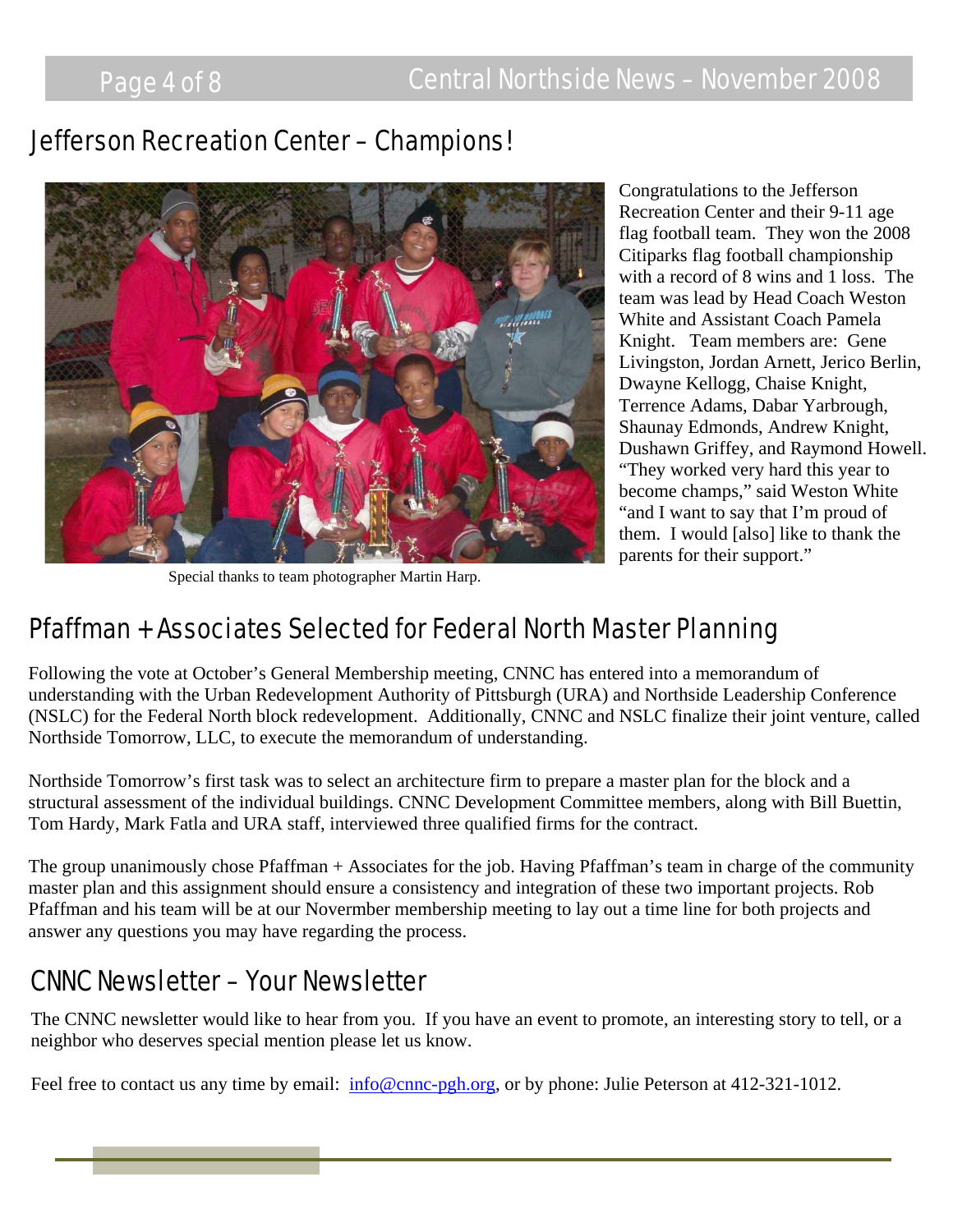## Jefferson Recreation Center – Champions!

Special thanks to team photographer Martin Harp.

Congratulations to the Jefferson Recreation Center and their 9-11 age flag football team. They won the 2008 Citiparks flag football championship with a record of 8 wins and 1 loss. The team was lead by Head Coach Weston White and Assistant Coach Pamela Knight. Team members are: Gene Livingston, Jordan Arnett, Jerico Berlin, Dwayne Kellogg, Chaise Knight, Terrence Adams, Dabar Yarbrough, Shaunay Edmonds, Andrew Knight, Dushawn Griffey, and Raymond Howell. "They worked very hard this year to become champs," said Weston White "and I want to say that I'm proud of them. I would [also] like to thank the parents for their support."

## Pfaffman + Associates Selected for Federal North Master Planning

Following the vote at October's General Membership meeting, CNNC has entered into a memorandum of understanding with the Urban Redevelopment Authority of Pittsburgh (URA) and Northside Leadership Conference (NSLC) for the Federal North block redevelopment. Additionally, CNNC and NSLC finalize their joint venture, called Northside Tomorrow, LLC, to execute the memorandum of understanding.

Northside Tomorrow's first task was to select an architecture firm to prepare a master plan for the block and a structural assessment of the individual buildings. CNNC Development Committee members, along with Bill Buettin, Tom Hardy, Mark Fatla and URA staff, interviewed three qualified firms for the contract.

The group unanimously chose Pfaffman + Associates for the job. Having Pfaffman's team in charge of the community master plan and this assignment should ensure a consistency and integration of these two important projects. Rob Pfaffman and his team will be at our Novermber membership meeting to lay out a time line for both projects and answer any questions you may have regarding the process.

## CNNC Newsletter – Your Newsletter

The CNNC newsletter would like to hear from you. If you have an event to promote, an interesting story to tell, or a neighbor who deserves special mention please let us know.

Feel free to contact us any time by email: info@cnnc-pgh.org, or by phone: Julie Peterson at 412-321-1012.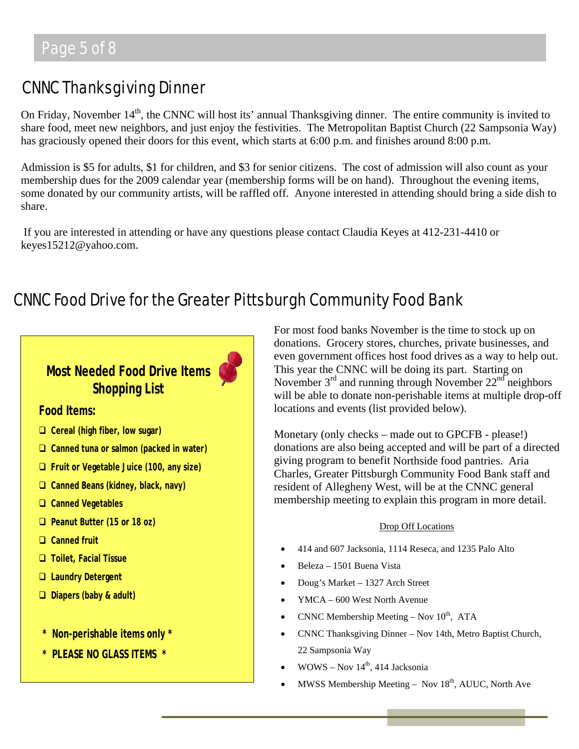## CNNC Thanksgiving Dinner

On Friday, November 14th, the CNNC will host its' annual Thanksgiving dinner. The entire community is invited to share food, meet new neighbors, and just enjoy the festivities. The Metropolitan Baptist Church (22 Sampsonia Way) has graciously opened their doors for this event, which starts at 6:00 p.m. and finishes around 8:00 p.m.

Admission is $5 for adults, $1 for children, and $3 for senior citizens. The cost of admission will also count as your membership dues for the 2009 calendar year (membership forms will be on hand). Throughout the evening items, some donated by our community artists, will be raffled off. Anyone interested in attending should bring a side dish to share.

If you are interested in attending or have any questions please contact Claudia Keyes at 412-231-4410 or keyes15212@yahoo.com.

## CNNC Food Drive for the Greater Pittsburgh Community Food Bank

### Most Needed Food Drive Items Shopping List

**Food Items:**

- ❑ **Cereal (high fiber, low sugar)**
- ❑ **Canned tuna or salmon (packed in water)**
- ❑ **Fruit or Vegetable Juice (100, any size)**
- ❑ **Canned Beans (kidney, black, navy)**
- ❑ **Canned Vegetables**
- ❑ **Peanut Butter (15 or 18 oz)**
- ❑ **Canned fruit**
- ❑ **Toilet, Facial Tissue**
- ❑ **Laundry Detergent**
- ❑ **Diapers (baby & adult)**

**\* Non-perishable items only \***

**\* PLEASE NO GLASS ITEMS \***

For most food banks November is the time to stock up on donations. Grocery stores, churches, private businesses, and even government offices host food drives as a way to help out. This year the CNNC will be doing its part. Starting on November 3rd and running through November 22nd neighbors will be able to donate non-perishable items at multiple drop-off locations and events (list provided below).

Monetary (only checks – made out to GPCFB - please!) donations are also being accepted and will be part of a directed giving program to benefit Northside food pantries. Aria Charles, Greater Pittsburgh Community Food Bank staff and resident of Allegheny West, will be at the CNNC general membership meeting to explain this program in more detail.

Drop Off Locations

- 414 and 607 Jacksonia, 1114 Reseca, and 1235 Palo Alto
- Beleza – 1501 Buena Vista
- Doug's Market – 1327 Arch Street
- YMCA – 600 West North Avenue
- CNNC Membership Meeting – Nov 10th, ATA
- CNNC Thanksgiving Dinner – Nov 14th, Metro Baptist Church, 22 Sampsonia Way
- WOWS – Nov 14th, 414 Jacksonia
- MWSS Membership Meeting – Nov 18th, AUUC, North Ave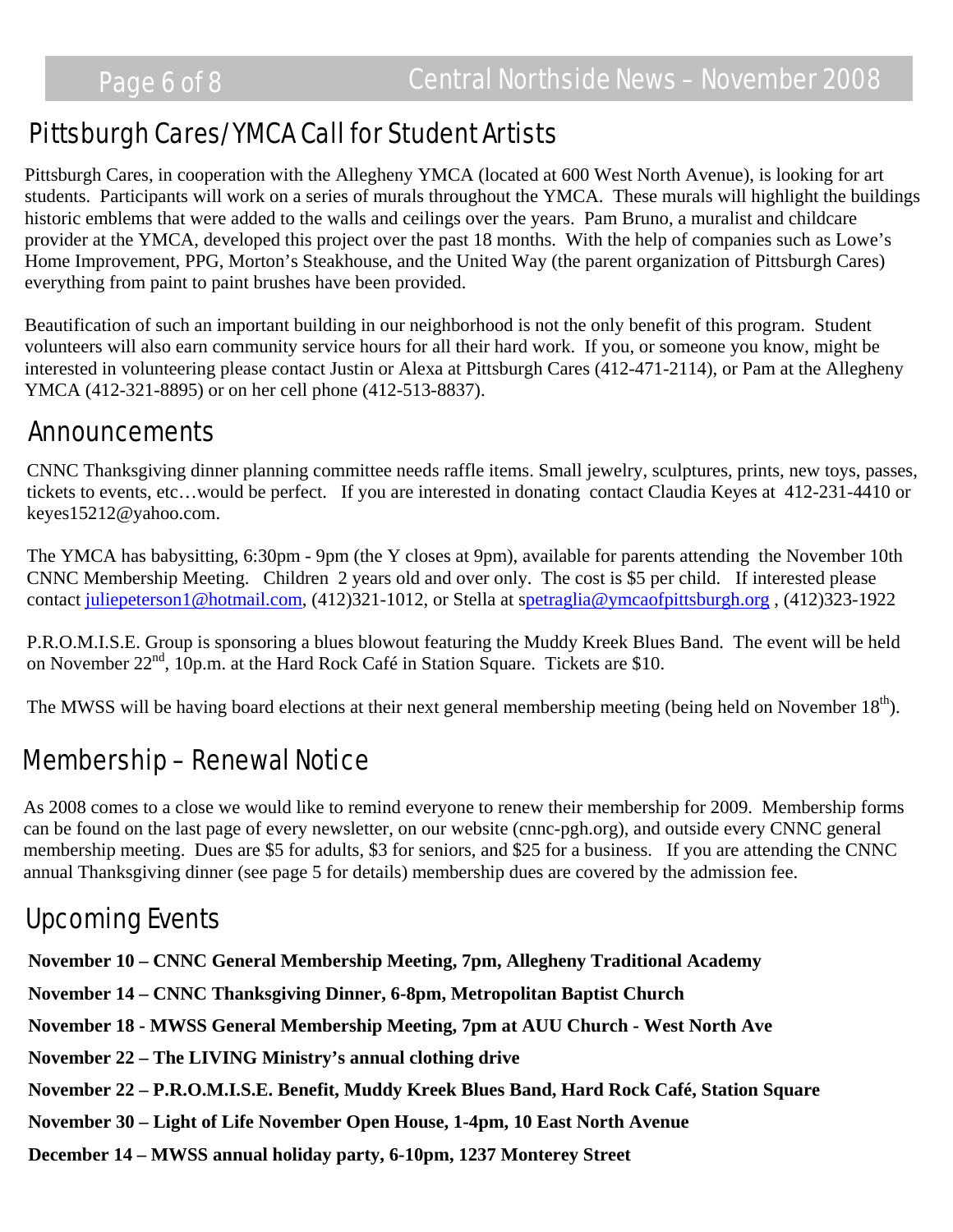## Pittsburgh Cares/YMCA Call for Student Artists

Pittsburgh Cares, in cooperation with the Allegheny YMCA (located at 600 West North Avenue), is looking for art students. Participants will work on a series of murals throughout the YMCA. These murals will highlight the buildings historic emblems that were added to the walls and ceilings over the years. Pam Bruno, a muralist and childcare provider at the YMCA, developed this project over the past 18 months. With the help of companies such as Lowe's Home Improvement, PPG, Morton's Steakhouse, and the United Way (the parent organization of Pittsburgh Cares) everything from paint to paint brushes have been provided.

Beautification of such an important building in our neighborhood is not the only benefit of this program. Student volunteers will also earn community service hours for all their hard work. If you, or someone you know, might be interested in volunteering please contact Justin or Alexa at Pittsburgh Cares (412-471-2114), or Pam at the Allegheny YMCA (412-321-8895) or on her cell phone (412-513-8837).

## Announcements

CNNC Thanksgiving dinner planning committee needs raffle items. Small jewelry, sculptures, prints, new toys, passes, tickets to events, etc…would be perfect. If you are interested in donating contact Claudia Keyes at 412-231-4410 or keyes15212@yahoo.com.

The YMCA has babysitting, 6:30pm - 9pm (the Y closes at 9pm), available for parents attending the November 10th CNNC Membership Meeting. Children 2 years old and over only. The cost is $5 per child. If interested please contact juliepeterson1@hotmail.com, (412)321-1012, or Stella at spetraglia@ymcaofpittsburgh.org , (412)323-1922

P.R.O.M.I.S.E. Group is sponsoring a blues blowout featuring the Muddy Kreek Blues Band. The event will be held on November 22nd, 10p.m. at the Hard Rock Café in Station Square. Tickets are $10.

The MWSS will be having board elections at their next general membership meeting (being held on November 18th).

## Membership – Renewal Notice

As 2008 comes to a close we would like to remind everyone to renew their membership for 2009. Membership forms can be found on the last page of every newsletter, on our website (cnnc-pgh.org), and outside every CNNC general membership meeting. Dues are $5 for adults, $3 for seniors, and $25 for a business. If you are attending the CNNC annual Thanksgiving dinner (see page 5 for details) membership dues are covered by the admission fee.

## Upcoming Events

**November 10 – CNNC General Membership Meeting, 7pm, Allegheny Traditional Academy**

**November 14 – CNNC Thanksgiving Dinner, 6-8pm, Metropolitan Baptist Church**

**November 18 - MWSS General Membership Meeting, 7pm at AUU Church - West North Ave**

**November 22 – The LIVING Ministry's annual clothing drive**

**November 22 – P.R.O.M.I.S.E. Benefit, Muddy Kreek Blues Band, Hard Rock Café, Station Square**

**November 30 – Light of Life November Open House, 1-4pm, 10 East North Avenue**

**December 14 – MWSS annual holiday party, 6-10pm, 1237 Monterey Street**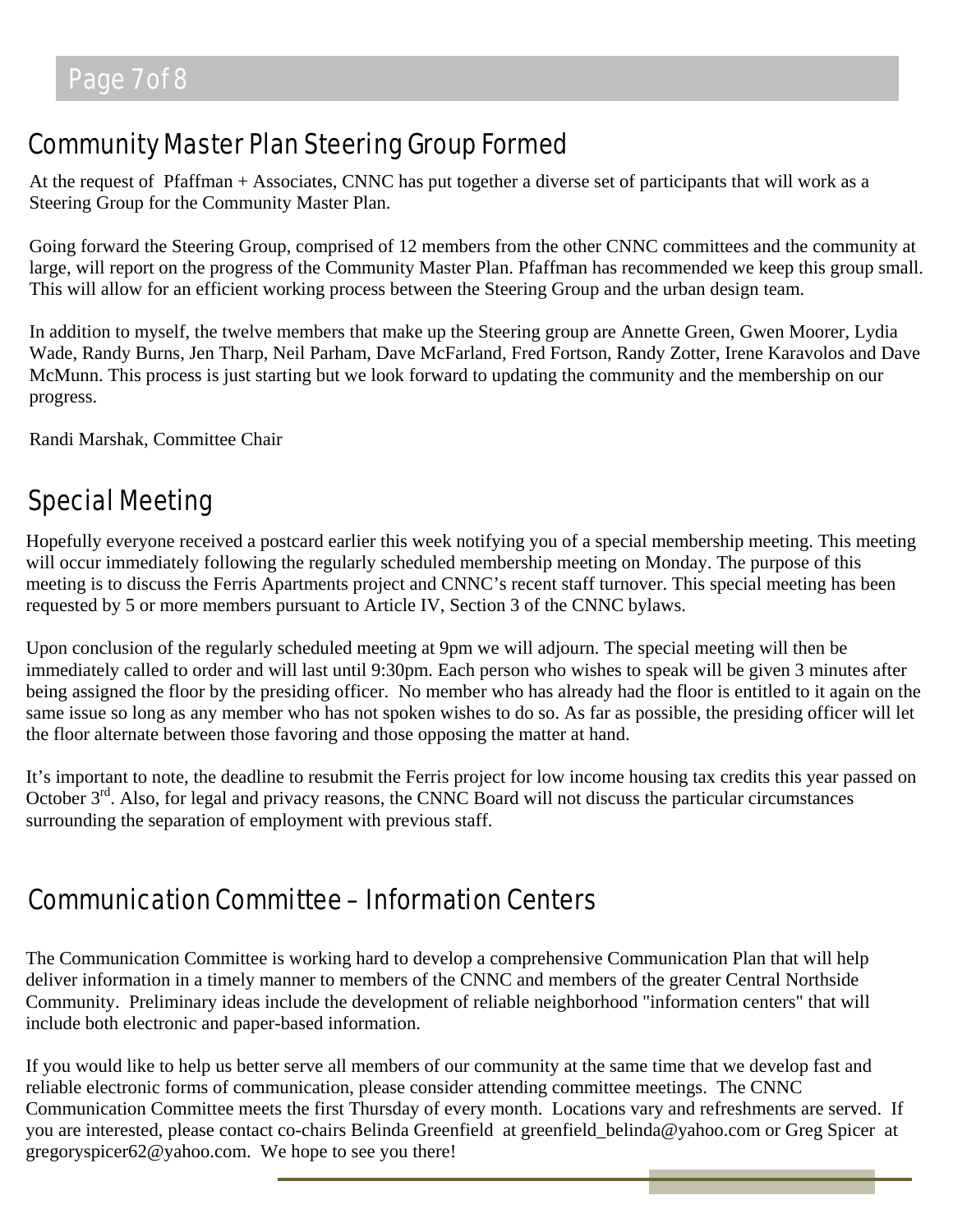## Community Master Plan Steering Group Formed

At the request of Pfaffman + Associates, CNNC has put together a diverse set of participants that will work as a Steering Group for the Community Master Plan.

Going forward the Steering Group, comprised of 12 members from the other CNNC committees and the community at large, will report on the progress of the Community Master Plan. Pfaffman has recommended we keep this group small. This will allow for an efficient working process between the Steering Group and the urban design team.

In addition to myself, the twelve members that make up the Steering group are Annette Green, Gwen Moorer, Lydia Wade, Randy Burns, Jen Tharp, Neil Parham, Dave McFarland, Fred Fortson, Randy Zotter, Irene Karavolos and Dave McMunn. This process is just starting but we look forward to updating the community and the membership on our progress.

Randi Marshak, Committee Chair

## Special Meeting

Hopefully everyone received a postcard earlier this week notifying you of a special membership meeting. This meeting will occur immediately following the regularly scheduled membership meeting on Monday. The purpose of this meeting is to discuss the Ferris Apartments project and CNNC's recent staff turnover. This special meeting has been requested by 5 or more members pursuant to Article IV, Section 3 of the CNNC bylaws.

Upon conclusion of the regularly scheduled meeting at 9pm we will adjourn. The special meeting will then be immediately called to order and will last until 9:30pm. Each person who wishes to speak will be given 3 minutes after being assigned the floor by the presiding officer. No member who has already had the floor is entitled to it again on the same issue so long as any member who has not spoken wishes to do so. As far as possible, the presiding officer will let the floor alternate between those favoring and those opposing the matter at hand.

It's important to note, the deadline to resubmit the Ferris project for low income housing tax credits this year passed on October 3rd. Also, for legal and privacy reasons, the CNNC Board will not discuss the particular circumstances surrounding the separation of employment with previous staff.

## Communication Committee – Information Centers

The Communication Committee is working hard to develop a comprehensive Communication Plan that will help deliver information in a timely manner to members of the CNNC and members of the greater Central Northside Community. Preliminary ideas include the development of reliable neighborhood "information centers" that will include both electronic and paper-based information.

If you would like to help us better serve all members of our community at the same time that we develop fast and reliable electronic forms of communication, please consider attending committee meetings. The CNNC Communication Committee meets the first Thursday of every month. Locations vary and refreshments are served. If you are interested, please contact co-chairs Belinda Greenfield at greenfield_belinda@yahoo.com or Greg Spicer at gregoryspicer62@yahoo.com. We hope to see you there!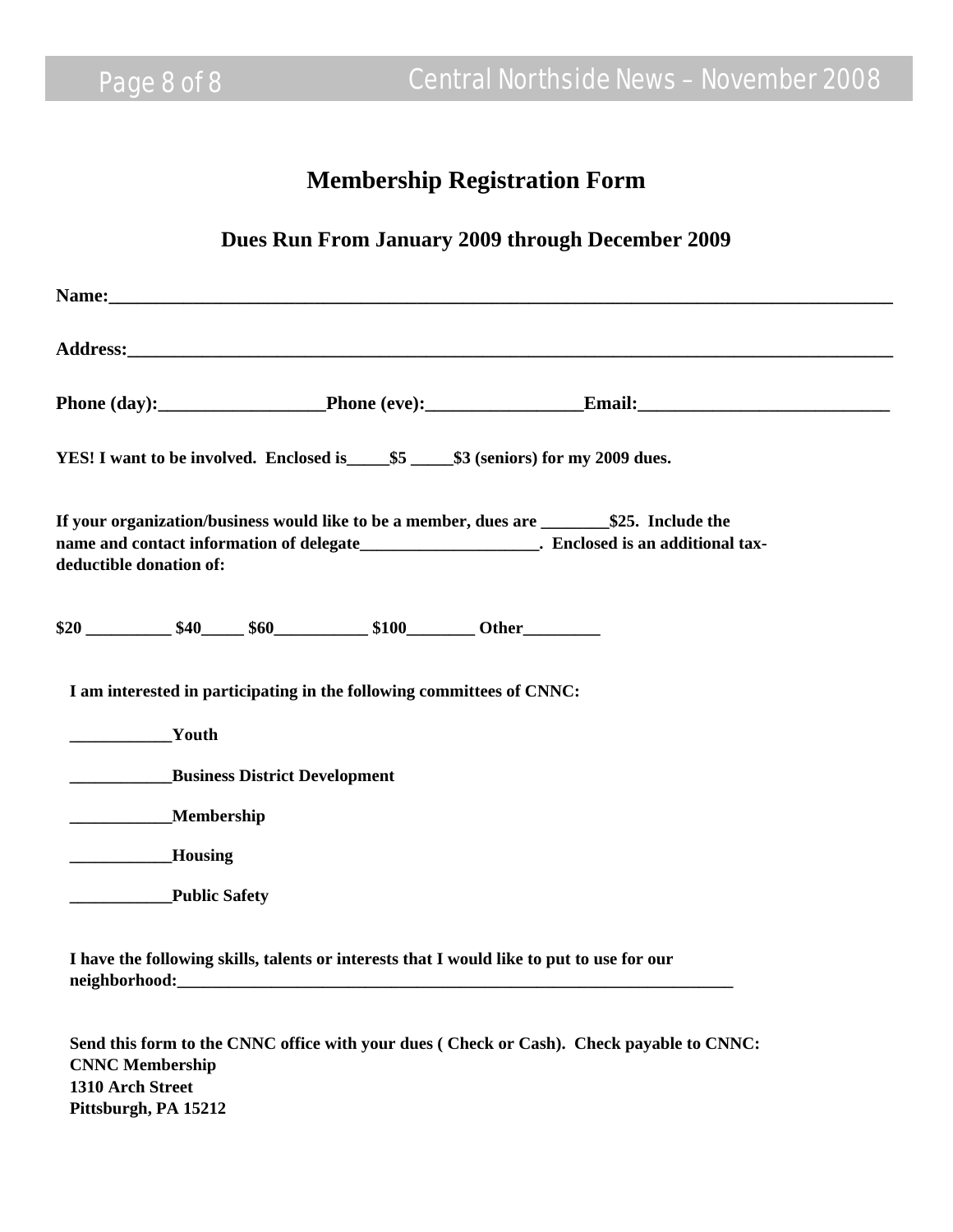## Membership Registration Form

### Dues Run From January 2009 through December 2009

**Name:________________________________________________________________________________________**

**Address:_____________________________________________________________________________________**

**Phone (day):___________________Phone (eve):_________________Email:____________________________**

**YES! I want to be involved. Enclosed is_____$5 _____$3 (seniors) for my 2009 dues.**

**If your organization/business would like to be a member, dues are ________$25. Include the name and contact information of delegate_____________________. Enclosed is an additional tax-deductible donation of:**

**$20 __________ $40_____ $60___________ $100________ Other_________**

**I am interested in participating in the following committees of CNNC:**

**____________Youth**

**____________Business District Development**

**____________Membership**

**____________Housing**

**____________Public Safety**

**I have the following skills, talents or interests that I would like to put to use for our neighborhood:______________________________________________________________________**

**Send this form to the CNNC office with your dues ( Check or Cash). Check payable to CNNC:**
**CNNC Membership**
**1310 Arch Street**
**Pittsburgh, PA 15212**